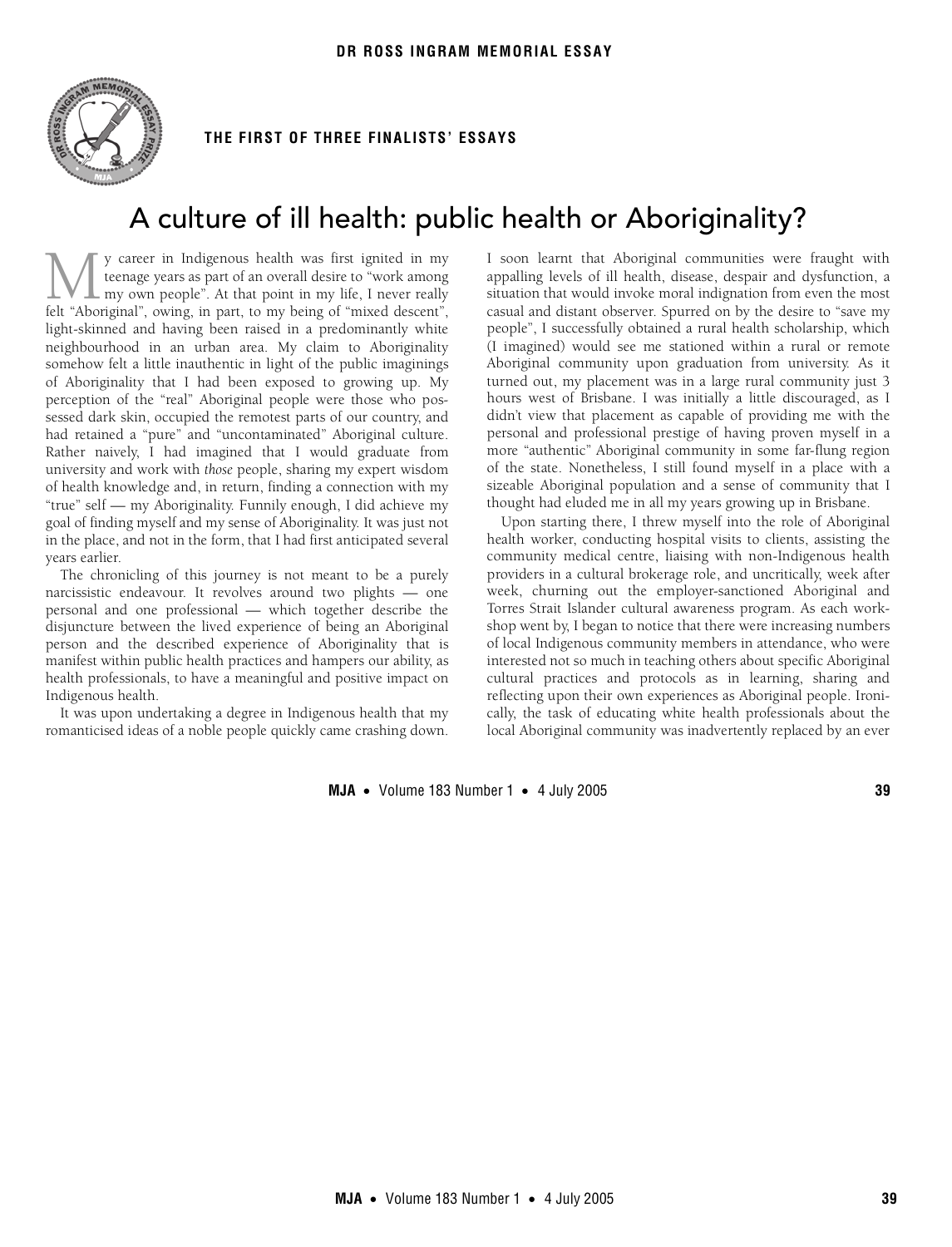DR ROSS INGRAM MEMORIAL ESSAY

THE FIRST OF THREE FINALISTS' ESSAYS

# A culture of ill health: public health or Aboriginality?

My career in Indigenous health was first ignited in my teenage years as part of an overall desire to "work among my own people". At that point in my life, I never really felt "Aboriginal", owing, in part, to my being of "mixed descent", light-skinned and having been raised in a predominantly white neighbourhood in an urban area. My claim to Aboriginality somehow felt a little inauthentic in light of the public imaginings of Aboriginality that I had been exposed to growing up. My perception of the "real" Aboriginal people were those who possessed dark skin, occupied the remotest parts of our country, and had retained a "pure" and "uncontaminated" Aboriginal culture. Rather naively, I had imagined that I would graduate from university and work with *those* people, sharing my expert wisdom of health knowledge and, in return, finding a connection with my "true" self — my Aboriginality. Funnily enough, I did achieve my goal of finding myself and my sense of Aboriginality. It was just not in the place, and not in the form, that I had first anticipated several years earlier.

The chronicling of this journey is not meant to be a purely narcissistic endeavour. It revolves around two plights — one personal and one professional — which together describe the disjuncture between the lived experience of being an Aboriginal person and the described experience of Aboriginality that is manifest within public health practices and hampers our ability, as health professionals, to have a meaningful and positive impact on Indigenous health.

It was upon undertaking a degree in Indigenous health that my romanticised ideas of a noble people quickly came crashing down. I soon learnt that Aboriginal communities were fraught with appalling levels of ill health, disease, despair and dysfunction, a situation that would invoke moral indignation from even the most casual and distant observer. Spurred on by the desire to "save my people", I successfully obtained a rural health scholarship, which (I imagined) would see me stationed within a rural or remote Aboriginal community upon graduation from university. As it turned out, my placement was in a large rural community just 3 hours west of Brisbane. I was initially a little discouraged, as I didn't view that placement as capable of providing me with the personal and professional prestige of having proven myself in a more "authentic" Aboriginal community in some far-flung region of the state. Nonetheless, I still found myself in a place with a sizeable Aboriginal population and a sense of community that I thought had eluded me in all my years growing up in Brisbane.

Upon starting there, I threw myself into the role of Aboriginal health worker, conducting hospital visits to clients, assisting the community medical centre, liaising with non-Indigenous health providers in a cultural brokerage role, and uncritically, week after week, churning out the employer-sanctioned Aboriginal and Torres Strait Islander cultural awareness program. As each workshop went by, I began to notice that there were increasing numbers of local Indigenous community members in attendance, who were interested not so much in teaching others about specific Aboriginal cultural practices and protocols as in learning, sharing and reflecting upon their own experiences as Aboriginal people. Ironically, the task of educating white health professionals about the local Aboriginal community was inadvertently replaced by an ever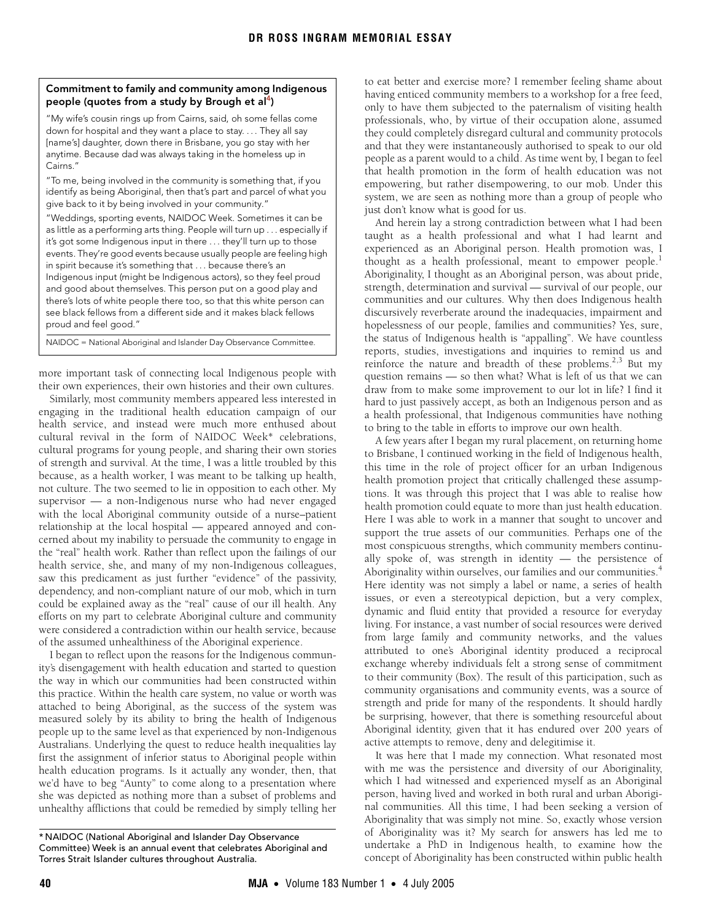### Commitment to family and community among Indigenous people (quotes from a study by Brough et al[4])

"My wife's cousin rings up from Cairns, said, oh some fellas come down for hospital and they want a place to stay. . . . They all say [name's] daughter, down there in Brisbane, you go stay with her anytime. Because dad was always taking in the homeless up in Cairns."

"To me, being involved in the community is something that, if you identify as being Aboriginal, then that's part and parcel of what you give back to it by being involved in your community."

"Weddings, sporting events, NAIDOC Week. Sometimes it can be as little as a performing arts thing. People will turn up . . . especially if it's got some Indigenous input in there . . . they'll turn up to those events. They're good events because usually people are feeling high in spirit because it's something that . . . because there's an Indigenous input (might be Indigenous actors), so they feel proud and good about themselves. This person put on a good play and there's lots of white people there too, so that this white person can see black fellows from a different side and it makes black fellows proud and feel good."

NAIDOC = National Aboriginal and Islander Day Observance Committee.

more important task of connecting local Indigenous people with their own experiences, their own histories and their own cultures.

Similarly, most community members appeared less interested in engaging in the traditional health education campaign of our health service, and instead were much more enthused about cultural revival in the form of NAIDOC Week* celebrations, cultural programs for young people, and sharing their own stories of strength and survival. At the time, I was a little troubled by this because, as a health worker, I was meant to be talking up health, not culture. The two seemed to lie in opposition to each other. My supervisor — a non-Indigenous nurse who had never engaged with the local Aboriginal community outside of a nurse–patient relationship at the local hospital — appeared annoyed and concerned about my inability to persuade the community to engage in the "real" health work. Rather than reflect upon the failings of our health service, she, and many of my non-Indigenous colleagues, saw this predicament as just further "evidence" of the passivity, dependency, and non-compliant nature of our mob, which in turn could be explained away as the "real" cause of our ill health. Any efforts on my part to celebrate Aboriginal culture and community were considered a contradiction within our health service, because of the assumed unhealthiness of the Aboriginal experience.

I began to reflect upon the reasons for the Indigenous community's disengagement with health education and started to question the way in which our communities had been constructed within this practice. Within the health care system, no value or worth was attached to being Aboriginal, as the success of the system was measured solely by its ability to bring the health of Indigenous people up to the same level as that experienced by non-Indigenous Australians. Underlying the quest to reduce health inequalities lay first the assignment of inferior status to Aboriginal people within health education programs. Is it actually any wonder, then, that we'd have to beg "Aunty" to come along to a presentation where she was depicted as nothing more than a subset of problems and unhealthy afflictions that could be remedied by simply telling her to eat better and exercise more? I remember feeling shame about having enticed community members to a workshop for a free feed, only to have them subjected to the paternalism of visiting health professionals, who, by virtue of their occupation alone, assumed they could completely disregard cultural and community protocols and that they were instantaneously authorised to speak to our old people as a parent would to a child. As time went by, I began to feel that health promotion in the form of health education was not empowering, but rather disempowering, to our mob. Under this system, we are seen as nothing more than a group of people who just don't know what is good for us.

And herein lay a strong contradiction between what I had been taught as a health professional and what I had learnt and experienced as an Aboriginal person. Health promotion was, I thought as a health professional, meant to empower people.[1] Aboriginality, I thought as an Aboriginal person, was about pride, strength, determination and survival — survival of our people, our communities and our cultures. Why then does Indigenous health discursively reverberate around the inadequacies, impairment and hopelessness of our people, families and communities? Yes, sure, the status of Indigenous health is "appalling". We have countless reports, studies, investigations and inquiries to remind us and reinforce the nature and breadth of these problems.[2,3] But my question remains — so then what? What is left of us that we can draw from to make some improvement to our lot in life? I find it hard to just passively accept, as both an Indigenous person and as a health professional, that Indigenous communities have nothing to bring to the table in efforts to improve our own health.

A few years after I began my rural placement, on returning home to Brisbane, I continued working in the field of Indigenous health, this time in the role of project officer for an urban Indigenous health promotion project that critically challenged these assumptions. It was through this project that I was able to realise how health promotion could equate to more than just health education. Here I was able to work in a manner that sought to uncover and support the true assets of our communities. Perhaps one of the most conspicuous strengths, which community members continually spoke of, was strength in identity — the persistence of Aboriginality within ourselves, our families and our communities.[4] Here identity was not simply a label or name, a series of health issues, or even a stereotypical depiction, but a very complex, dynamic and fluid entity that provided a resource for everyday living. For instance, a vast number of social resources were derived from large family and community networks, and the values attributed to one's Aboriginal identity produced a reciprocal exchange whereby individuals felt a strong sense of commitment to their community (Box). The result of this participation, such as community organisations and community events, was a source of strength and pride for many of the respondents. It should hardly be surprising, however, that there is something resourceful about Aboriginal identity, given that it has endured over 200 years of active attempts to remove, deny and delegitimise it.

It was here that I made my connection. What resonated most with me was the persistence and diversity of our Aboriginality, which I had witnessed and experienced myself as an Aboriginal person, having lived and worked in both rural and urban Aboriginal communities. All this time, I had been seeking a version of Aboriginality that was simply not mine. So, exactly whose version of Aboriginality was it? My search for answers has led me to undertake a PhD in Indigenous health, to examine how the concept of Aboriginality has been constructed within public health

---

* NAIDOC (National Aboriginal and Islander Day Observance Committee) Week is an annual event that celebrates Aboriginal and Torres Strait Islander cultures throughout Australia.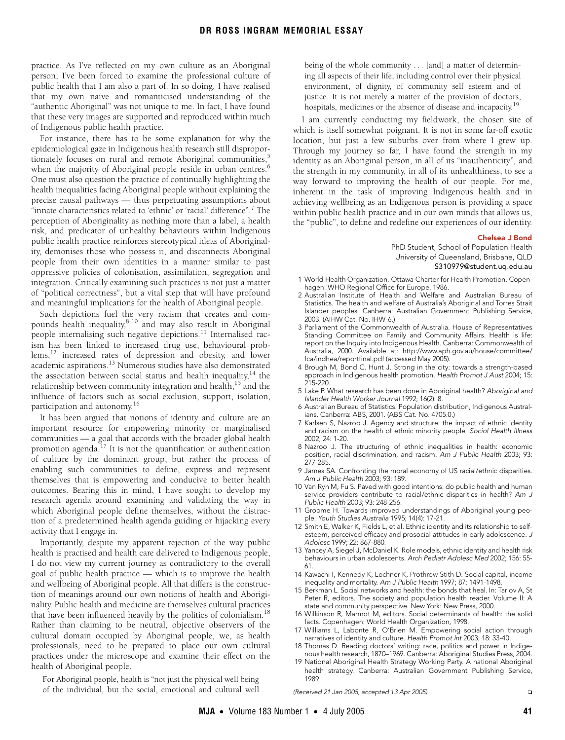practice. As I've reflected on my own culture as an Aboriginal person, I've been forced to examine the professional culture of public health that I am also a part of. In so doing, I have realised that my own naive and romanticised understanding of the "authentic Aboriginal" was not unique to me. In fact, I have found that these very images are supported and reproduced within much of Indigenous public health practice.

For instance, there has to be some explanation for why the epidemiological gaze in Indigenous health research still disproportionately focuses on rural and remote Aboriginal communities,[5] when the majority of Aboriginal people reside in urban centres.[6] One must also question the practice of continually highlighting the health inequalities facing Aboriginal people without explaining the precise causal pathways — thus perpetuating assumptions about "innate characteristics related to 'ethnic' or 'racial' difference".[7] The perception of Aboriginality as nothing more than a label, a health risk, and predicator of unhealthy behaviours within Indigenous public health practice reinforces stereotypical ideas of Aboriginality, demonises those who possess it, and disconnects Aboriginal people from their own identities in a manner similar to past oppressive policies of colonisation, assimilation, segregation and integration. Critically examining such practices is not just a matter of "political correctness", but a vital step that will have profound and meaningful implications for the health of Aboriginal people.

Such depictions fuel the very racism that creates and compounds health inequality,[8-10] and may also result in Aboriginal people internalising such negative depictions.[11] Internalised racism has been linked to increased drug use, behavioural problems,[12] increased rates of depression and obesity, and lower academic aspirations.[13] Numerous studies have also demonstrated the association between social status and health inequality,[14] the relationship between community integration and health,[15] and the influence of factors such as social exclusion, support, isolation, participation and autonomy.[16]

It has been argued that notions of identity and culture are an important resource for empowering minority or marginalised communities — a goal that accords with the broader global health promotion agenda.[17] It is not the quantification or authentication of culture by the dominant group, but rather the process of enabling such communities to define, express and represent themselves that is empowering and conducive to better health outcomes. Bearing this in mind, I have sought to develop my research agenda around examining and validating the way in which Aboriginal people define themselves, without the distraction of a predetermined health agenda guiding or hijacking every activity that I engage in.

Importantly, despite my apparent rejection of the way public health is practised and health care delivered to Indigenous people, I do not view my current journey as contradictory to the overall goal of public health practice — which is to improve the health and wellbeing of Aboriginal people. All that differs is the construction of meanings around our own notions of health and Aboriginality. Public health and medicine are themselves cultural practices that have been influenced heavily by the politics of colonialism.[18] Rather than claiming to be neutral, objective observers of the cultural domain occupied by Aboriginal people, we, as health professionals, need to be prepared to place our own cultural practices under the microscope and examine their effect on the health of Aboriginal people.

> For Aboriginal people, health is "not just the physical well being of the individual, but the social, emotional and cultural well being of the whole community ... [and] a matter of determining all aspects of their life, including control over their physical environment, of dignity, of community self esteem and of justice. It is not merely a matter of the provision of doctors, hospitals, medicines or the absence of disease and incapacity.[19]

I am currently conducting my fieldwork, the chosen site of which is itself somewhat poignant. It is not in some far-off exotic location, but just a few suburbs over from where I grew up. Through my journey so far, I have found the strength in my identity as an Aboriginal person, in all of its "inauthenticity", and the strength in my community, in all of its unhealthiness, to see a way forward to improving the health of our people. For me, inherent in the task of improving Indigenous health and in achieving wellbeing as an Indigenous person is providing a space within public health practice and in our own minds that allows us, the "public", to define and redefine our experiences of our identity.

**Chelsea J Bond**
PhD Student, School of Population Health
University of Queensland, Brisbane, QLD
S310979@student.uq.edu.au

1 World Health Organization. Ottawa Charter for Health Promotion. Copenhagen: WHO Regional Office for Europe, 1986.
2 Australian Institute of Health and Welfare and Australian Bureau of Statistics. The health and welfare of Australia's Aboriginal and Torres Strait Islander peoples. Canberra: Australian Government Publishing Service, 2003. (AIHW Cat. No. IHW-6.)
3 Parliament of the Commonwealth of Australia. House of Representatives Standing Committee on Family and Community Affairs. Health is life: report on the Inquiry into Indigenous Health. Canberra: Commonwealth of Australia, 2000. Available at: http://www.aph.gov.au/house/committee/fca/indhea/reportfinal.pdf (accessed May 2005).
4 Brough M, Bond C, Hunt J. Strong in the city: towards a strength-based approach in Indigenous health promotion. *Health Promot J Aust* 2004; 15: 215-220.
5 Lake P. What research has been done in Aboriginal health? *Aboriginal and Islander Health Worker Journal* 1992; 16(2): 8.
6 Australian Bureau of Statistics. Population distribution, Indigenous Australians. Canberra: ABS, 2001. (ABS Cat. No. 4705.0.)
7 Karlsen S, Nazroo J. Agency and structure: the impact of ethnic identity and racism on the health of ethnic minority people. *Sociol Health Illness* 2002; 24: 1-20.
8 Nazroo J. The structuring of ethnic inequalities in health: economic position, racial discrimination, and racism. *Am J Public Health* 2003; 93: 277-285.
9 James SA. Confronting the moral economy of US racial/ethnic disparities. *Am J Public Health* 2003; 93: 189.
10 Van Ryn M, Fu S. Paved with good intentions: do public health and human service providers contribute to racial/ethnic disparities in health? *Am J Public Health* 2003; 93: 248-256.
11 Groome H. Towards improved understandings of Aboriginal young people. *Youth Studies Australia* 1995; 14(4): 17-21.
12 Smith E, Walker K, Fields L, et al. Ethnic identity and its relationship to self-esteem, perceived efficacy and prosocial attitudes in early adolescence. *J Adolesc* 1999; 22: 867-880.
13 Yancey A, Siegel J, McDaniel K. Role models, ethnic identity and health risk behaviours in urban adolescents. *Arch Pediatr Adolesc Med* 2002; 156: 55-61.
14 Kawachi I, Kennedy K, Lochner K, Prothrow Stith D. Social capital, income inequality and mortality. *Am J Public Health* 1997; 87: 1491-1498.
15 Berkman L. Social networks and health: the bonds that heal. In: Tarlov A, St Peter R, editors. The society and population health reader. Volume II: A state and community perspective. New York: New Press, 2000.
16 Wilkinson R, Marmot M, editors. Social determinants of health: the solid facts. Copenhagen: World Health Organization, 1998.
17 Williams L, Labonte R, O'Brien M. Empowering social action through narratives of identity and culture. *Health Promot Int* 2003; 18: 33-40.
18 Thomas D. Reading doctors' writing: race, politics and power in Indigenous health research, 1870–1969. Canberra: Aboriginal Studies Press, 2004.
19 National Aboriginal Health Strategy Working Party. A national Aboriginal health strategy. Canberra: Australian Government Publishing Service, 1989.

*(Received 21 Jan 2005, accepted 13 Apr 2005)*